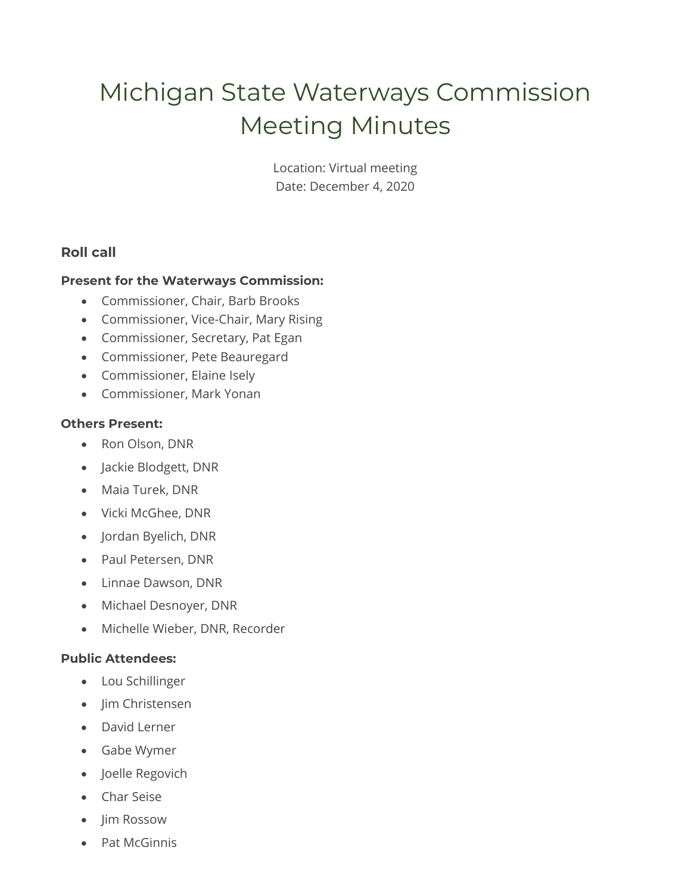# Michigan State Waterways Commission Meeting Minutes

Location: Virtual meeting
Date: December 4, 2020

## Roll call

**Present for the Waterways Commission:**

- Commissioner, Chair, Barb Brooks
- Commissioner, Vice-Chair, Mary Rising
- Commissioner, Secretary, Pat Egan
- Commissioner, Pete Beauregard
- Commissioner, Elaine Isely
- Commissioner, Mark Yonan

**Others Present:**

- Ron Olson, DNR
- Jackie Blodgett, DNR
- Maia Turek, DNR
- Vicki McGhee, DNR
- Jordan Byelich, DNR
- Paul Petersen, DNR
- Linnae Dawson, DNR
- Michael Desnoyer, DNR
- Michelle Wieber, DNR, Recorder

**Public Attendees:**

- Lou Schillinger
- Jim Christensen
- David Lerner
- Gabe Wymer
- Joelle Regovich
- Char Seise
- Jim Rossow
- Pat McGinnis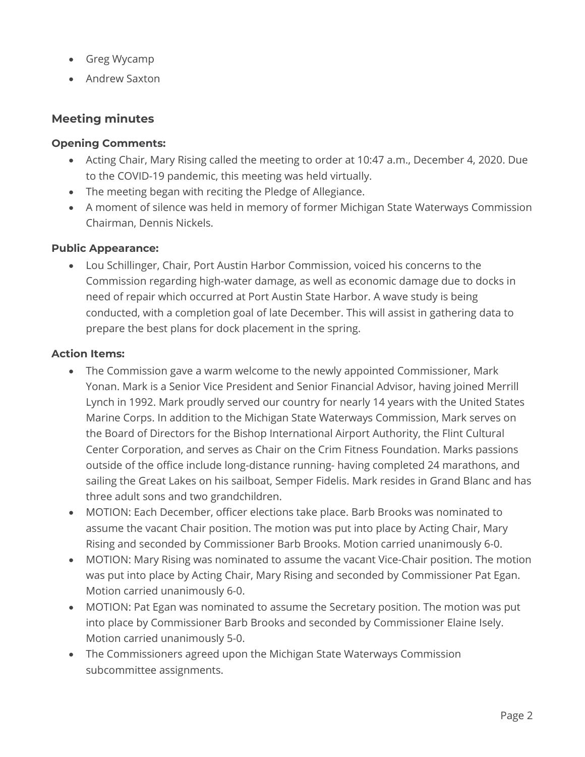- Greg Wycamp
- Andrew Saxton

## Meeting minutes

### Opening Comments:

- Acting Chair, Mary Rising called the meeting to order at 10:47 a.m., December 4, 2020. Due to the COVID-19 pandemic, this meeting was held virtually.
- The meeting began with reciting the Pledge of Allegiance.
- A moment of silence was held in memory of former Michigan State Waterways Commission Chairman, Dennis Nickels.

### Public Appearance:

- Lou Schillinger, Chair, Port Austin Harbor Commission, voiced his concerns to the Commission regarding high-water damage, as well as economic damage due to docks in need of repair which occurred at Port Austin State Harbor. A wave study is being conducted, with a completion goal of late December. This will assist in gathering data to prepare the best plans for dock placement in the spring.

### Action Items:

- The Commission gave a warm welcome to the newly appointed Commissioner, Mark Yonan. Mark is a Senior Vice President and Senior Financial Advisor, having joined Merrill Lynch in 1992. Mark proudly served our country for nearly 14 years with the United States Marine Corps. In addition to the Michigan State Waterways Commission, Mark serves on the Board of Directors for the Bishop International Airport Authority, the Flint Cultural Center Corporation, and serves as Chair on the Crim Fitness Foundation. Marks passions outside of the office include long-distance running- having completed 24 marathons, and sailing the Great Lakes on his sailboat, Semper Fidelis. Mark resides in Grand Blanc and has three adult sons and two grandchildren.
- MOTION: Each December, officer elections take place. Barb Brooks was nominated to assume the vacant Chair position. The motion was put into place by Acting Chair, Mary Rising and seconded by Commissioner Barb Brooks. Motion carried unanimously 6-0.
- MOTION: Mary Rising was nominated to assume the vacant Vice-Chair position. The motion was put into place by Acting Chair, Mary Rising and seconded by Commissioner Pat Egan. Motion carried unanimously 6-0.
- MOTION: Pat Egan was nominated to assume the Secretary position. The motion was put into place by Commissioner Barb Brooks and seconded by Commissioner Elaine Isely. Motion carried unanimously 5-0.
- The Commissioners agreed upon the Michigan State Waterways Commission subcommittee assignments.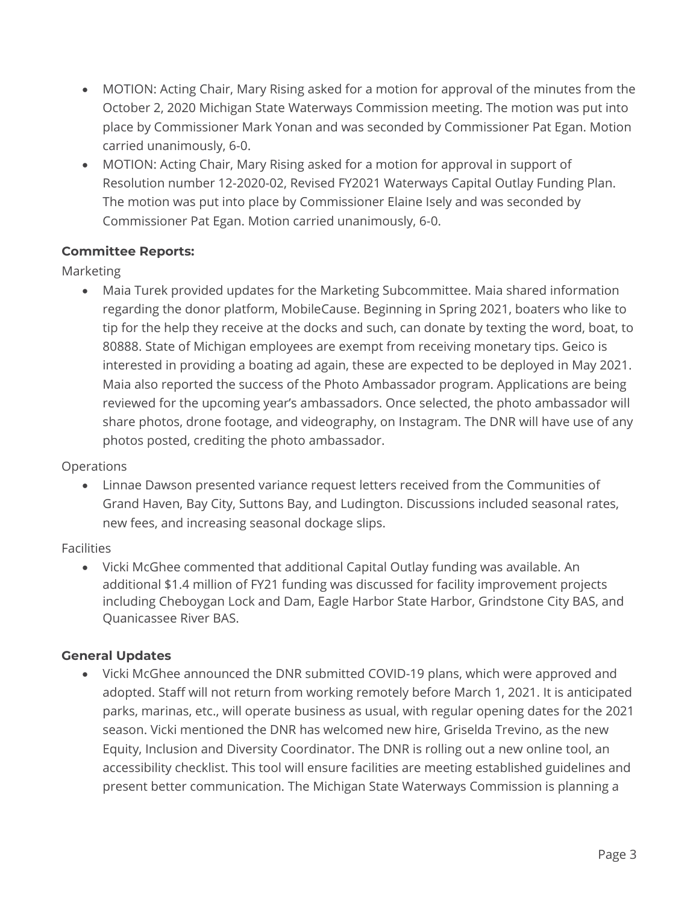- MOTION: Acting Chair, Mary Rising asked for a motion for approval of the minutes from the October 2, 2020 Michigan State Waterways Commission meeting. The motion was put into place by Commissioner Mark Yonan and was seconded by Commissioner Pat Egan. Motion carried unanimously, 6-0.
- MOTION: Acting Chair, Mary Rising asked for a motion for approval in support of Resolution number 12-2020-02, Revised FY2021 Waterways Capital Outlay Funding Plan. The motion was put into place by Commissioner Elaine Isely and was seconded by Commissioner Pat Egan. Motion carried unanimously, 6-0.

**Committee Reports:**

Marketing

- Maia Turek provided updates for the Marketing Subcommittee. Maia shared information regarding the donor platform, MobileCause. Beginning in Spring 2021, boaters who like to tip for the help they receive at the docks and such, can donate by texting the word, boat, to 80888. State of Michigan employees are exempt from receiving monetary tips. Geico is interested in providing a boating ad again, these are expected to be deployed in May 2021. Maia also reported the success of the Photo Ambassador program. Applications are being reviewed for the upcoming year's ambassadors. Once selected, the photo ambassador will share photos, drone footage, and videography, on Instagram. The DNR will have use of any photos posted, crediting the photo ambassador.

Operations

- Linnae Dawson presented variance request letters received from the Communities of Grand Haven, Bay City, Suttons Bay, and Ludington. Discussions included seasonal rates, new fees, and increasing seasonal dockage slips.

Facilities

- Vicki McGhee commented that additional Capital Outlay funding was available. An additional $1.4 million of FY21 funding was discussed for facility improvement projects including Cheboygan Lock and Dam, Eagle Harbor State Harbor, Grindstone City BAS, and Quanicassee River BAS.

**General Updates**

- Vicki McGhee announced the DNR submitted COVID-19 plans, which were approved and adopted. Staff will not return from working remotely before March 1, 2021. It is anticipated parks, marinas, etc., will operate business as usual, with regular opening dates for the 2021 season. Vicki mentioned the DNR has welcomed new hire, Griselda Trevino, as the new Equity, Inclusion and Diversity Coordinator. The DNR is rolling out a new online tool, an accessibility checklist. This tool will ensure facilities are meeting established guidelines and present better communication. The Michigan State Waterways Commission is planning a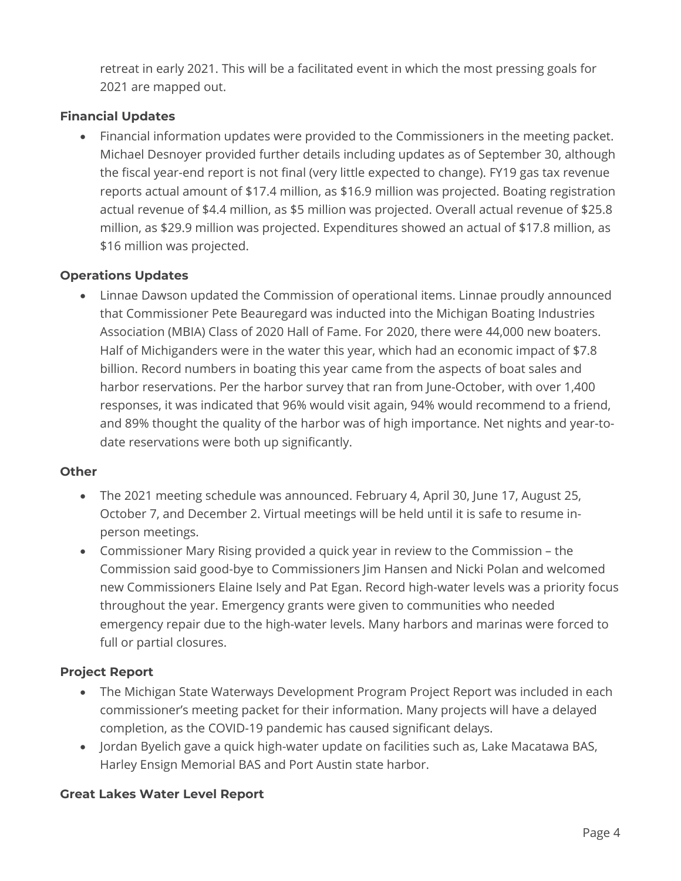retreat in early 2021. This will be a facilitated event in which the most pressing goals for 2021 are mapped out.

**Financial Updates**

- Financial information updates were provided to the Commissioners in the meeting packet. Michael Desnoyer provided further details including updates as of September 30, although the fiscal year-end report is not final (very little expected to change). FY19 gas tax revenue reports actual amount of $17.4 million, as $16.9 million was projected. Boating registration actual revenue of $4.4 million, as $5 million was projected. Overall actual revenue of $25.8 million, as $29.9 million was projected. Expenditures showed an actual of $17.8 million, as $16 million was projected.

**Operations Updates**

- Linnae Dawson updated the Commission of operational items. Linnae proudly announced that Commissioner Pete Beauregard was inducted into the Michigan Boating Industries Association (MBIA) Class of 2020 Hall of Fame. For 2020, there were 44,000 new boaters. Half of Michiganders were in the water this year, which had an economic impact of $7.8 billion. Record numbers in boating this year came from the aspects of boat sales and harbor reservations. Per the harbor survey that ran from June-October, with over 1,400 responses, it was indicated that 96% would visit again, 94% would recommend to a friend, and 89% thought the quality of the harbor was of high importance. Net nights and year-to-date reservations were both up significantly.

**Other**

- The 2021 meeting schedule was announced. February 4, April 30, June 17, August 25, October 7, and December 2. Virtual meetings will be held until it is safe to resume in-person meetings.
- Commissioner Mary Rising provided a quick year in review to the Commission – the Commission said good-bye to Commissioners Jim Hansen and Nicki Polan and welcomed new Commissioners Elaine Isely and Pat Egan. Record high-water levels was a priority focus throughout the year. Emergency grants were given to communities who needed emergency repair due to the high-water levels. Many harbors and marinas were forced to full or partial closures.

**Project Report**

- The Michigan State Waterways Development Program Project Report was included in each commissioner's meeting packet for their information. Many projects will have a delayed completion, as the COVID-19 pandemic has caused significant delays.
- Jordan Byelich gave a quick high-water update on facilities such as, Lake Macatawa BAS, Harley Ensign Memorial BAS and Port Austin state harbor.

**Great Lakes Water Level Report**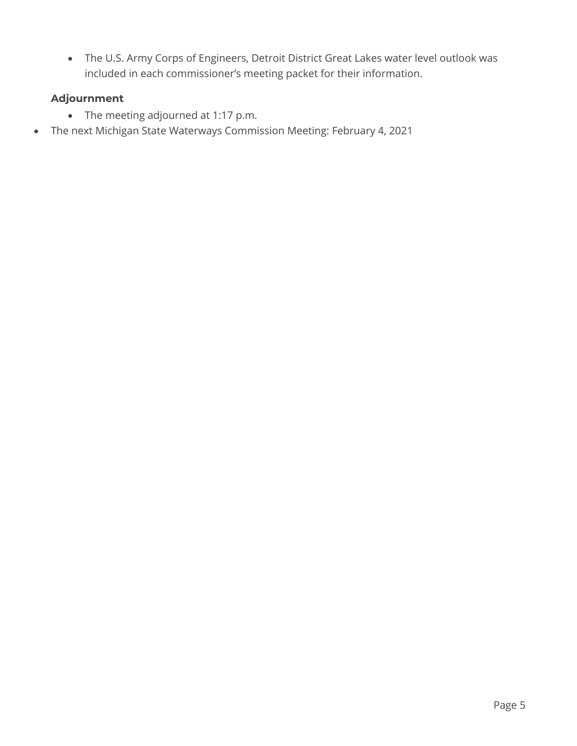- The U.S. Army Corps of Engineers, Detroit District Great Lakes water level outlook was included in each commissioner's meeting packet for their information.

### Adjournment

- The meeting adjourned at 1:17 p.m.

- The next Michigan State Waterways Commission Meeting: February 4, 2021